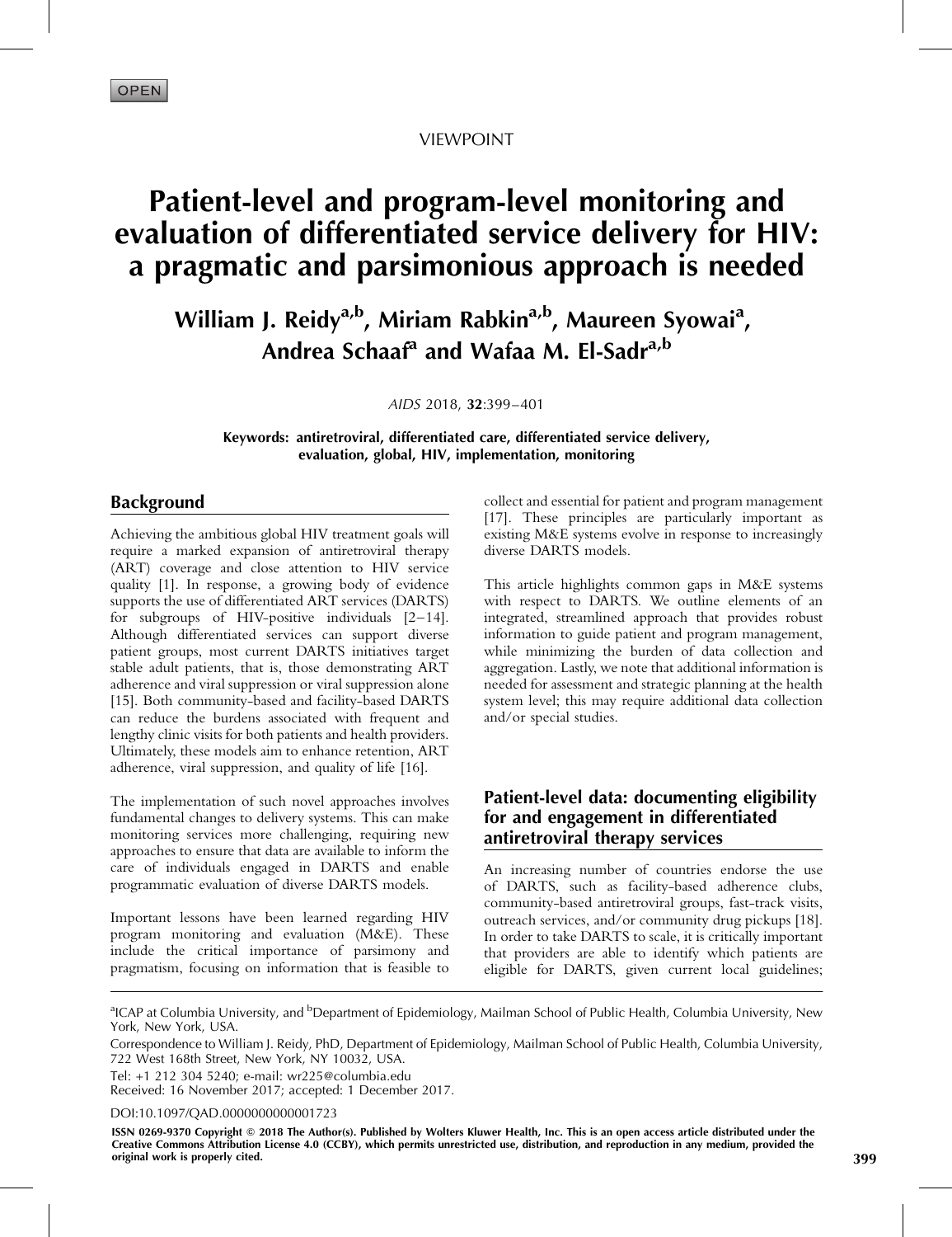OPEN

VIEWPOINT

# Patient-level and program-level monitoring and evaluation of differentiated service delivery for HIV: a pragmatic and parsimonious approach is needed

**William J. Reidy[a,b], Miriam Rabkin[a,b], Maureen Syowai[a], Andrea Schaaf[a] and Wafaa M. El-Sadr[a,b]**

*AIDS* 2018, **32**:399–401

**Keywords:** antiretroviral, differentiated care, differentiated service delivery, evaluation, global, HIV, implementation, monitoring

## Background

Achieving the ambitious global HIV treatment goals will require a marked expansion of antiretroviral therapy (ART) coverage and close attention to HIV service quality [1]. In response, a growing body of evidence supports the use of differentiated ART services (DARTS) for subgroups of HIV-positive individuals [2–14]. Although differentiated services can support diverse patient groups, most current DARTS initiatives target stable adult patients, that is, those demonstrating ART adherence and viral suppression or viral suppression alone [15]. Both community-based and facility-based DARTS can reduce the burdens associated with frequent and lengthy clinic visits for both patients and health providers. Ultimately, these models aim to enhance retention, ART adherence, viral suppression, and quality of life [16].

The implementation of such novel approaches involves fundamental changes to delivery systems. This can make monitoring services more challenging, requiring new approaches to ensure that data are available to inform the care of individuals engaged in DARTS and enable programmatic evaluation of diverse DARTS models.

Important lessons have been learned regarding HIV program monitoring and evaluation (M&E). These include the critical importance of parsimony and pragmatism, focusing on information that is feasible to collect and essential for patient and program management [17]. These principles are particularly important as existing M&E systems evolve in response to increasingly diverse DARTS models.

This article highlights common gaps in M&E systems with respect to DARTS. We outline elements of an integrated, streamlined approach that provides robust information to guide patient and program management, while minimizing the burden of data collection and aggregation. Lastly, we note that additional information is needed for assessment and strategic planning at the health system level; this may require additional data collection and/or special studies.

## Patient-level data: documenting eligibility for and engagement in differentiated antiretroviral therapy services

An increasing number of countries endorse the use of DARTS, such as facility-based adherence clubs, community-based antiretroviral groups, fast-track visits, outreach services, and/or community drug pickups [18]. In order to take DARTS to scale, it is critically important that providers are able to identify which patients are eligible for DARTS, given current local guidelines;

[a]ICAP at Columbia University, and [b]Department of Epidemiology, Mailman School of Public Health, Columbia University, New York, New York, USA.

Correspondence to William J. Reidy, PhD, Department of Epidemiology, Mailman School of Public Health, Columbia University, 722 West 168th Street, New York, NY 10032, USA.

Tel: +1 212 304 5240; e-mail: wr225@columbia.edu

Received: 16 November 2017; accepted: 1 December 2017.

DOI:10.1097/QAD.0000000000001723

ISSN 0269-9370 Copyright © 2018 The Author(s). Published by Wolters Kluwer Health, Inc. This is an open access article distributed under the Creative Commons Attribution License 4.0 (CCBY), which permits unrestricted use, distribution, and reproduction in any medium, provided the original work is properly cited.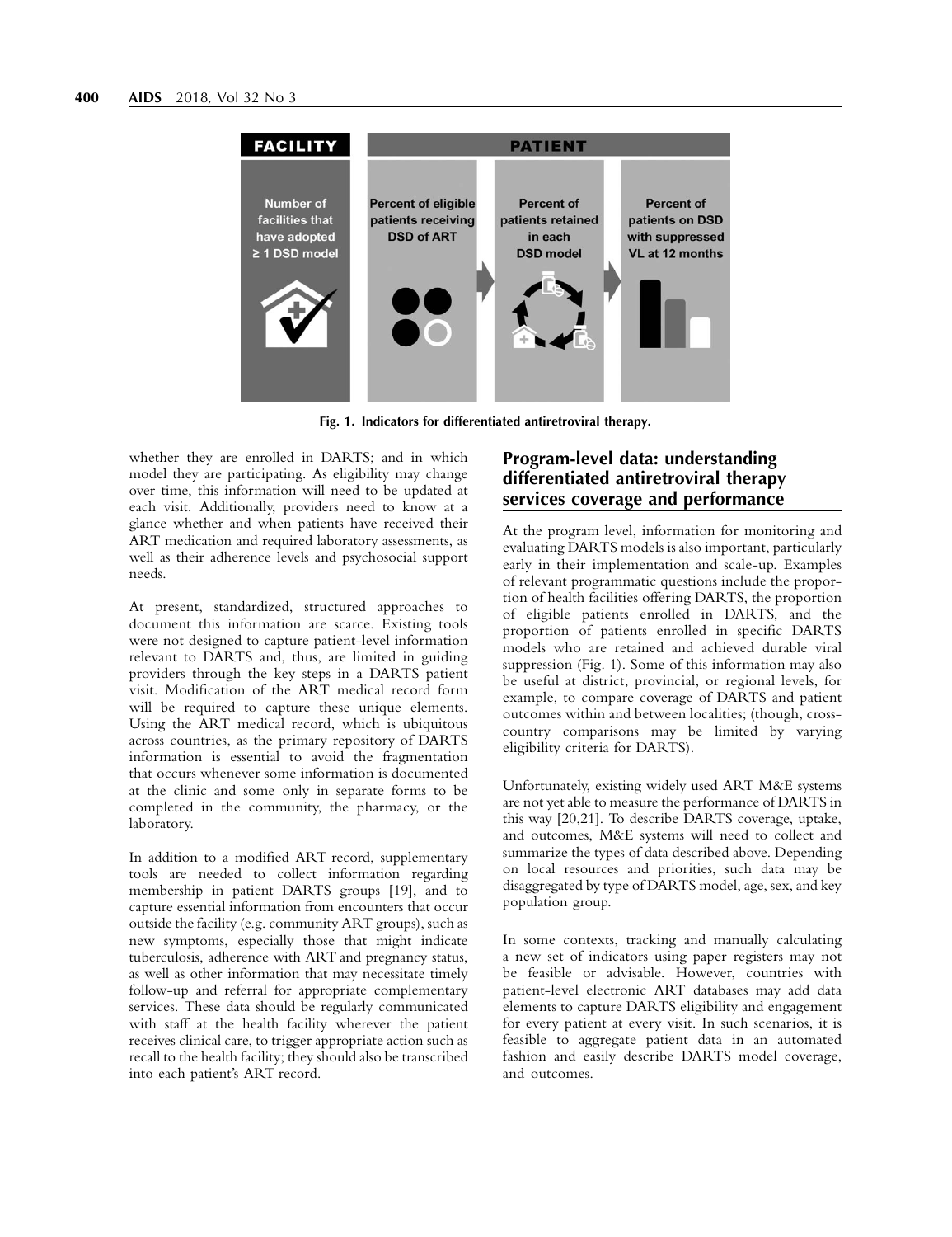FACILITY

PATIENT

Number of facilities that have adopted ≥ 1 DSD model

Percent of eligible patients receiving DSD of ART

Percent of patients retained in each DSD model

Percent of patients on DSD with suppressed VL at 12 months

**Fig. 1. Indicators for differentiated antiretroviral therapy.**

whether they are enrolled in DARTS; and in which model they are participating. As eligibility may change over time, this information will need to be updated at each visit. Additionally, providers need to know at a glance whether and when patients have received their ART medication and required laboratory assessments, as well as their adherence levels and psychosocial support needs.

At present, standardized, structured approaches to document this information are scarce. Existing tools were not designed to capture patient-level information relevant to DARTS and, thus, are limited in guiding providers through the key steps in a DARTS patient visit. Modification of the ART medical record form will be required to capture these unique elements. Using the ART medical record, which is ubiquitous across countries, as the primary repository of DARTS information is essential to avoid the fragmentation that occurs whenever some information is documented at the clinic and some only in separate forms to be completed in the community, the pharmacy, or the laboratory.

In addition to a modified ART record, supplementary tools are needed to collect information regarding membership in patient DARTS groups [19], and to capture essential information from encounters that occur outside the facility (e.g. community ART groups), such as new symptoms, especially those that might indicate tuberculosis, adherence with ART and pregnancy status, as well as other information that may necessitate timely follow-up and referral for appropriate complementary services. These data should be regularly communicated with staff at the health facility wherever the patient receives clinical care, to trigger appropriate action such as recall to the health facility; they should also be transcribed into each patient's ART record.

## Program-level data: understanding differentiated antiretroviral therapy services coverage and performance

At the program level, information for monitoring and evaluating DARTS models is also important, particularly early in their implementation and scale-up. Examples of relevant programmatic questions include the proportion of health facilities offering DARTS, the proportion of eligible patients enrolled in DARTS, and the proportion of patients enrolled in specific DARTS models who are retained and achieved durable viral suppression (Fig. 1). Some of this information may also be useful at district, provincial, or regional levels, for example, to compare coverage of DARTS and patient outcomes within and between localities; (though, cross-country comparisons may be limited by varying eligibility criteria for DARTS).

Unfortunately, existing widely used ART M&E systems are not yet able to measure the performance of DARTS in this way [20,21]. To describe DARTS coverage, uptake, and outcomes, M&E systems will need to collect and summarize the types of data described above. Depending on local resources and priorities, such data may be disaggregated by type of DARTS model, age, sex, and key population group.

In some contexts, tracking and manually calculating a new set of indicators using paper registers may not be feasible or advisable. However, countries with patient-level electronic ART databases may add data elements to capture DARTS eligibility and engagement for every patient at every visit. In such scenarios, it is feasible to aggregate patient data in an automated fashion and easily describe DARTS model coverage, and outcomes.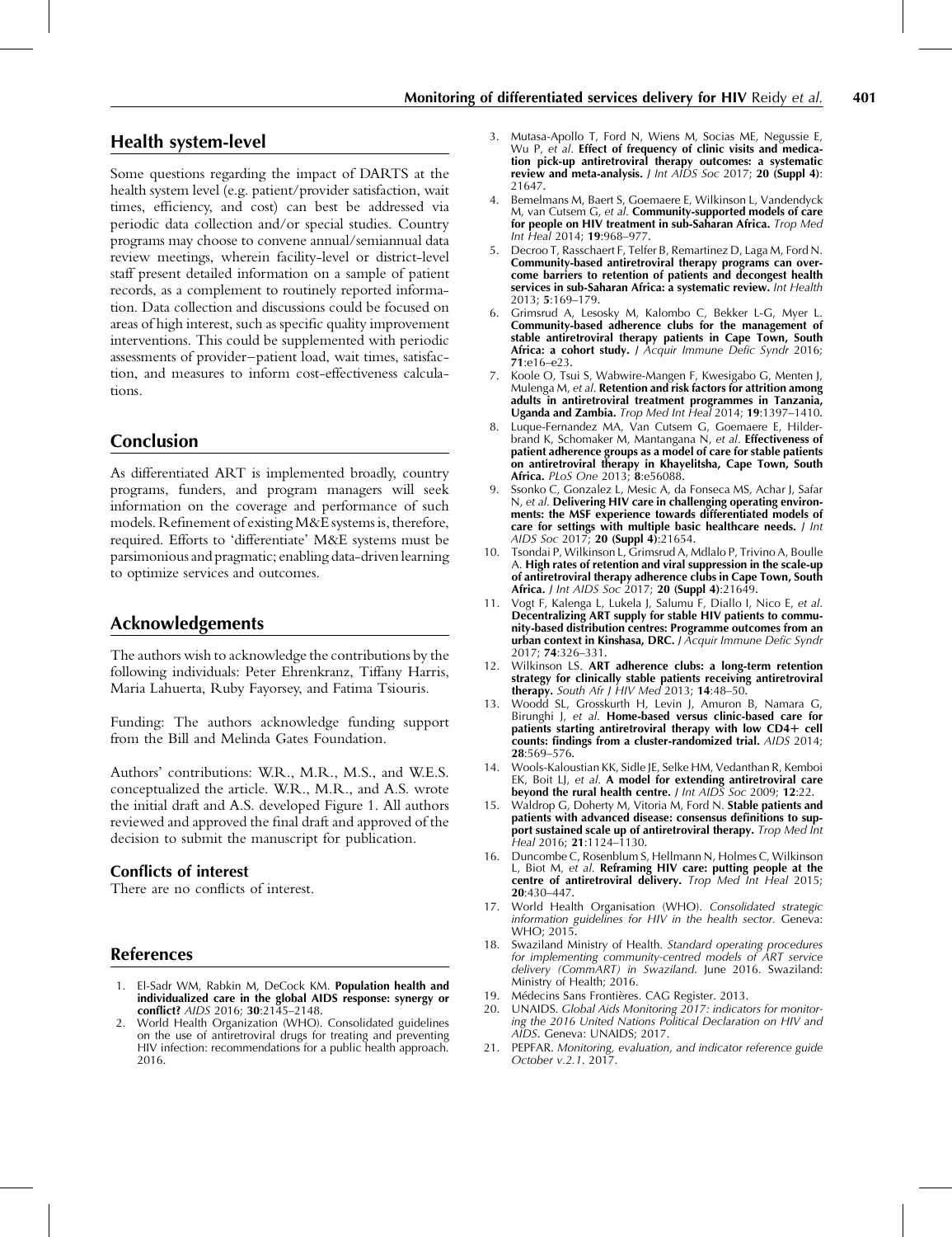## Health system-level

Some questions regarding the impact of DARTS at the health system level (e.g. patient/provider satisfaction, wait times, efficiency, and cost) can best be addressed via periodic data collection and/or special studies. Country programs may choose to convene annual/semiannual data review meetings, wherein facility-level or district-level staff present detailed information on a sample of patient records, as a complement to routinely reported information. Data collection and discussions could be focused on areas of high interest, such as specific quality improvement interventions. This could be supplemented with periodic assessments of provider–patient load, wait times, satisfaction, and measures to inform cost-effectiveness calculations.

## Conclusion

As differentiated ART is implemented broadly, country programs, funders, and program managers will seek information on the coverage and performance of such models. Refinement of existing M&E systems is, therefore, required. Efforts to 'differentiate' M&E systems must be parsimonious and pragmatic; enabling data-driven learning to optimize services and outcomes.

## Acknowledgements

The authors wish to acknowledge the contributions by the following individuals: Peter Ehrenkranz, Tiffany Harris, Maria Lahuerta, Ruby Fayorsey, and Fatima Tsiouris.

Funding: The authors acknowledge funding support from the Bill and Melinda Gates Foundation.

Authors' contributions: W.R., M.R., M.S., and W.E.S. conceptualized the article. W.R., M.R., and A.S. wrote the initial draft and A.S. developed Figure 1. All authors reviewed and approved the final draft and approved of the decision to submit the manuscript for publication.

### Conflicts of interest

There are no conflicts of interest.

## References

1. El-Sadr WM, Rabkin M, DeCock KM. **Population health and individualized care in the global AIDS response: synergy or conflict?** *AIDS* 2016; **30**:2145–2148.
2. World Health Organization (WHO). Consolidated guidelines on the use of antiretroviral drugs for treating and preventing HIV infection: recommendations for a public health approach. 2016.
3. Mutasa-Apollo T, Ford N, Wiens M, Socias ME, Negussie E, Wu P, *et al*. **Effect of frequency of clinic visits and medication pick-up antiretroviral therapy outcomes: a systematic review and meta-analysis.** *J Int AIDS Soc* 2017; **20 (Suppl 4)**: 21647.
4. Bemelmans M, Baert S, Goemaere E, Wilkinson L, Vandendyck M, van Cutsem G, *et al*. **Community-supported models of care for people on HIV treatment in sub-Saharan Africa.** *Trop Med Int Heal* 2014; **19**:968–977.
5. Decroo T, Rasschaert F, Telfer B, Remartinez D, Laga M, Ford N. **Community-based antiretroviral therapy programs can overcome barriers to retention of patients and decongest health services in sub-Saharan Africa: a systematic review.** *Int Health* 2013; **5**:169–179.
6. Grimsrud A, Lesosky M, Kalombo C, Bekker L-G, Myer L. **Community-based adherence clubs for the management of stable antiretroviral therapy patients in Cape Town, South Africa: a cohort study.** *J Acquir Immune Defic Syndr* 2016; **71**:e16–e23.
7. Koole O, Tsui S, Wabwire-Mangen F, Kwesigabo G, Menten J, Mulenga M, *et al*. **Retention and risk factors for attrition among adults in antiretroviral treatment programmes in Tanzania, Uganda and Zambia.** *Trop Med Int Heal* 2014; **19**:1397–1410.
8. Luque-Fernandez MA, Van Cutsem G, Goemaere E, Hilderbrand K, Schomaker M, Mantangana N, *et al*. **Effectiveness of patient adherence groups as a model of care for stable patients on antiretroviral therapy in Khayelitsha, Cape Town, South Africa.** *PLoS One* 2013; **8**:e56088.
9. Ssonko C, Gonzalez L, Mesic A, da Fonseca MS, Achar J, Safar N, *et al*. **Delivering HIV care in challenging operating environments: the MSF experience towards differentiated models of care for settings with multiple basic healthcare needs.** *J Int AIDS Soc* 2017; **20 (Suppl 4)**:21654.
10. Tsondai P, Wilkinson L, Grimsrud A, Mdlalo P, Trivino A, Boulle A. **High rates of retention and viral suppression in the scale-up of antiretroviral therapy adherence clubs in Cape Town, South Africa.** *J Int AIDS Soc* 2017; **20 (Suppl 4)**:21649.
11. Vogt F, Kalenga L, Lukela J, Salumu F, Diallo I, Nico E, *et al*. **Decentralizing ART supply for stable HIV patients to community-based distribution centres: Programme outcomes from an urban context in Kinshasa, DRC.** *J Acquir Immune Defic Syndr* 2017; **74**:326–331.
12. Wilkinson LS. **ART adherence clubs: a long-term retention strategy for clinically stable patients receiving antiretroviral therapy.** *South Afr J HIV Med* 2013; **14**:48–50.
13. Woodd SL, Grosskurth H, Levin J, Amuron B, Namara G, Birunghi J, *et al*. **Home-based versus clinic-based care for patients starting antiretroviral therapy with low CD4+ cell counts: findings from a cluster-randomized trial.** *AIDS* 2014; **28**:569–576.
14. Wools-Kaloustian KK, Sidle JE, Selke HM, Vedanthan R, Kemboi EK, Boit LJ, *et al*. **A model for extending antiretroviral care beyond the rural health centre.** *J Int AIDS Soc* 2009; **12**:22.
15. Waldrop G, Doherty M, Vitoria M, Ford N. **Stable patients and patients with advanced disease: consensus definitions to support sustained scale up of antiretroviral therapy.** *Trop Med Int Heal* 2016; **21**:1124–1130.
16. Duncombe C, Rosenblum S, Hellmann N, Holmes C, Wilkinson L, Biot M, *et al*. **Reframing HIV care: putting people at the centre of antiretroviral delivery.** *Trop Med Int Heal* 2015; **20**:430–447.
17. World Health Organisation (WHO). *Consolidated strategic information guidelines for HIV in the health sector*. Geneva: WHO; 2015.
18. Swaziland Ministry of Health. *Standard operating procedures for implementing community-centred models of ART service delivery (CommART) in Swaziland*. June 2016. Swaziland: Ministry of Health; 2016.
19. Médecins Sans Frontières. CAG Register. 2013.
20. UNAIDS. *Global Aids Monitoring 2017: indicators for monitoring the 2016 United Nations Political Declaration on HIV and AIDS*. Geneva: UNAIDS; 2017.
21. PEPFAR. *Monitoring, evaluation, and indicator reference guide October v.2.1*. 2017.